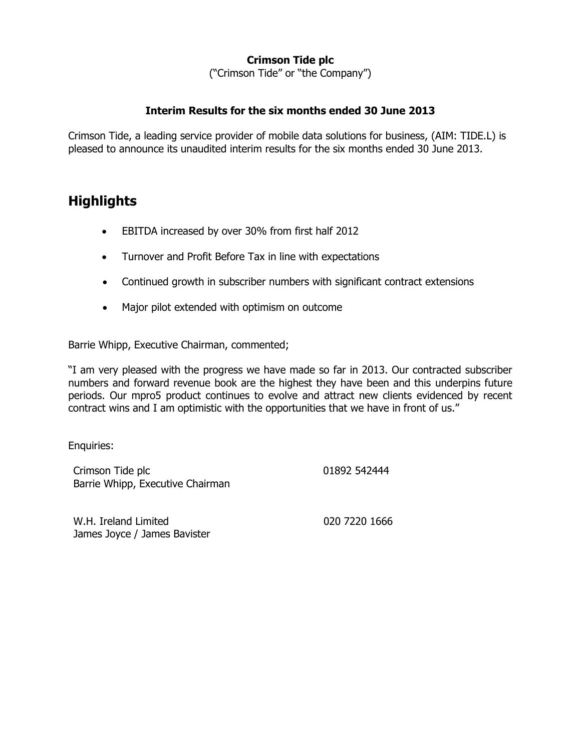**Crimson Tide plc**

("Crimson Tide" or "the Company")

**Interim Results for the six months ended 30 June 2013**

Crimson Tide, a leading service provider of mobile data solutions for business, (AIM: TIDE.L) is pleased to announce its unaudited interim results for the six months ended 30 June 2013.

# Highlights

- EBITDA increased by over 30% from first half 2012
- Turnover and Profit Before Tax in line with expectations
- Continued growth in subscriber numbers with significant contract extensions
- Major pilot extended with optimism on outcome

Barrie Whipp, Executive Chairman, commented;

"I am very pleased with the progress we have made so far in 2013. Our contracted subscriber numbers and forward revenue book are the highest they have been and this underpins future periods. Our mpro5 product continues to evolve and attract new clients evidenced by recent contract wins and I am optimistic with the opportunities that we have in front of us."

Enquiries:

| | |
|---|---|
| Crimson Tide plc<br>Barrie Whipp, Executive Chairman | 01892 542444 |
| W.H. Ireland Limited<br>James Joyce / James Bavister | 020 7220 1666 |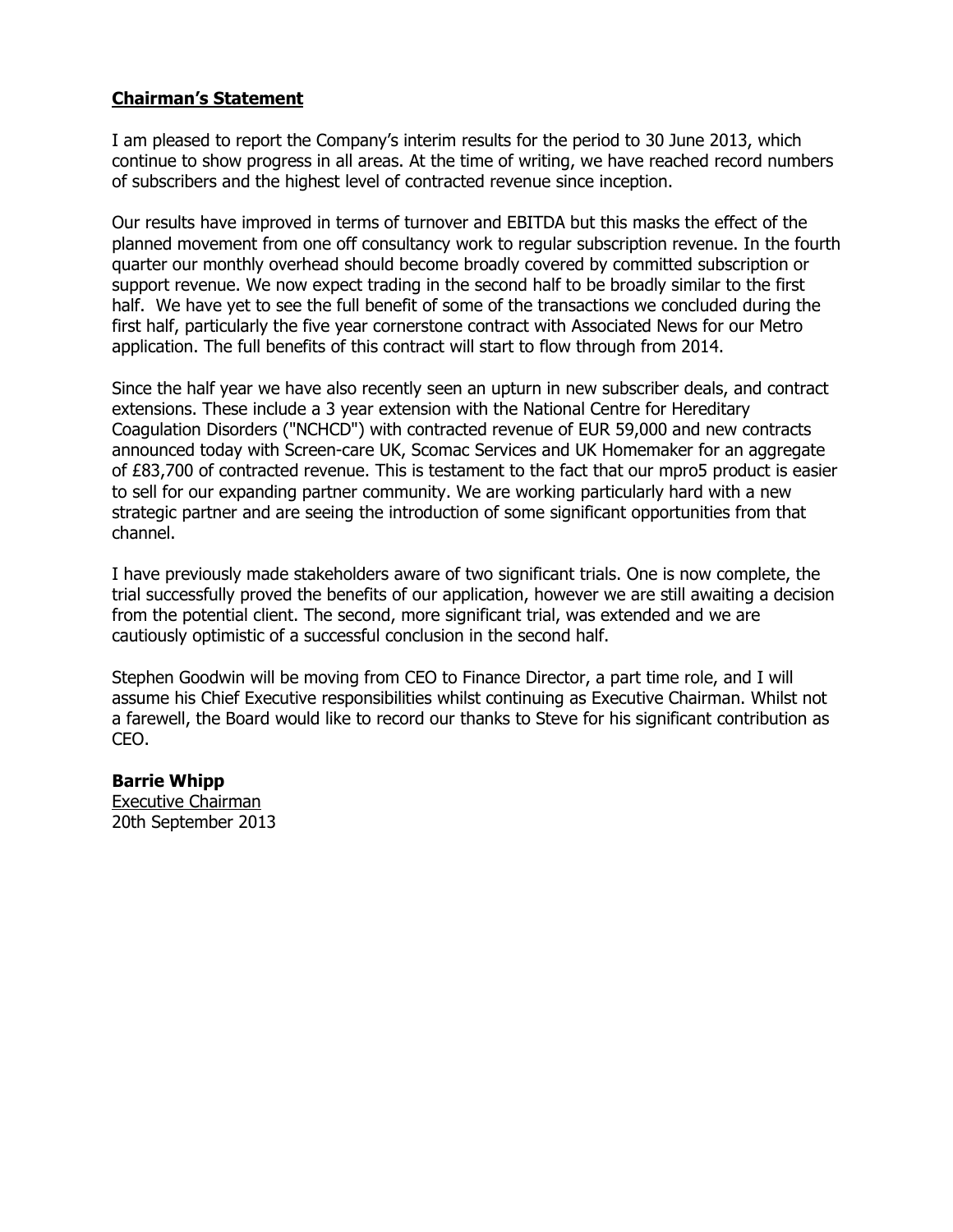## Chairman's Statement

I am pleased to report the Company's interim results for the period to 30 June 2013, which continue to show progress in all areas. At the time of writing, we have reached record numbers of subscribers and the highest level of contracted revenue since inception.

Our results have improved in terms of turnover and EBITDA but this masks the effect of the planned movement from one off consultancy work to regular subscription revenue. In the fourth quarter our monthly overhead should become broadly covered by committed subscription or support revenue. We now expect trading in the second half to be broadly similar to the first half. We have yet to see the full benefit of some of the transactions we concluded during the first half, particularly the five year cornerstone contract with Associated News for our Metro application. The full benefits of this contract will start to flow through from 2014.

Since the half year we have also recently seen an upturn in new subscriber deals, and contract extensions. These include a 3 year extension with the National Centre for Hereditary Coagulation Disorders ("NCHCD") with contracted revenue of EUR 59,000 and new contracts announced today with Screen-care UK, Scomac Services and UK Homemaker for an aggregate of £83,700 of contracted revenue. This is testament to the fact that our mpro5 product is easier to sell for our expanding partner community. We are working particularly hard with a new strategic partner and are seeing the introduction of some significant opportunities from that channel.

I have previously made stakeholders aware of two significant trials. One is now complete, the trial successfully proved the benefits of our application, however we are still awaiting a decision from the potential client. The second, more significant trial, was extended and we are cautiously optimistic of a successful conclusion in the second half.

Stephen Goodwin will be moving from CEO to Finance Director, a part time role, and I will assume his Chief Executive responsibilities whilst continuing as Executive Chairman. Whilst not a farewell, the Board would like to record our thanks to Steve for his significant contribution as CEO.

**Barrie Whipp**
Executive Chairman
20th September 2013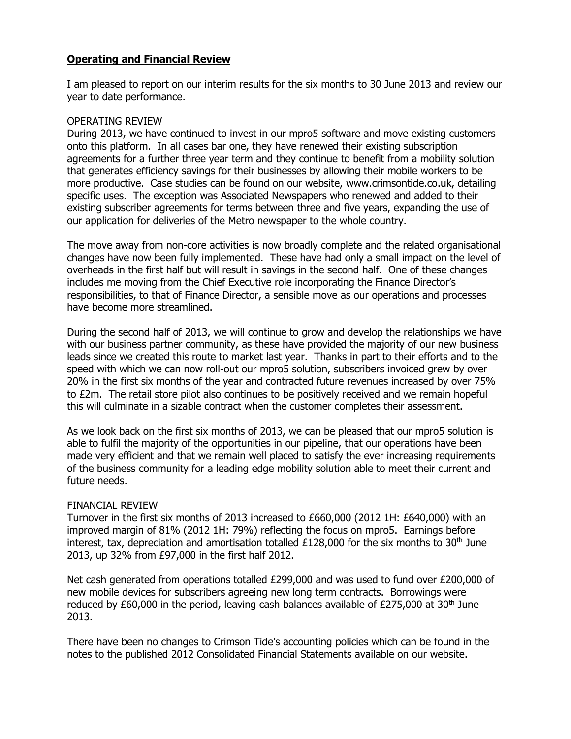## **Operating and Financial Review**

I am pleased to report on our interim results for the six months to 30 June 2013 and review our year to date performance.

OPERATING REVIEW

During 2013, we have continued to invest in our mpro5 software and move existing customers onto this platform. In all cases bar one, they have renewed their existing subscription agreements for a further three year term and they continue to benefit from a mobility solution that generates efficiency savings for their businesses by allowing their mobile workers to be more productive. Case studies can be found on our website, www.crimsontide.co.uk, detailing specific uses. The exception was Associated Newspapers who renewed and added to their existing subscriber agreements for terms between three and five years, expanding the use of our application for deliveries of the Metro newspaper to the whole country.

The move away from non-core activities is now broadly complete and the related organisational changes have now been fully implemented. These have had only a small impact on the level of overheads in the first half but will result in savings in the second half. One of these changes includes me moving from the Chief Executive role incorporating the Finance Director's responsibilities, to that of Finance Director, a sensible move as our operations and processes have become more streamlined.

During the second half of 2013, we will continue to grow and develop the relationships we have with our business partner community, as these have provided the majority of our new business leads since we created this route to market last year. Thanks in part to their efforts and to the speed with which we can now roll-out our mpro5 solution, subscribers invoiced grew by over 20% in the first six months of the year and contracted future revenues increased by over 75% to £2m. The retail store pilot also continues to be positively received and we remain hopeful this will culminate in a sizable contract when the customer completes their assessment.

As we look back on the first six months of 2013, we can be pleased that our mpro5 solution is able to fulfil the majority of the opportunities in our pipeline, that our operations have been made very efficient and that we remain well placed to satisfy the ever increasing requirements of the business community for a leading edge mobility solution able to meet their current and future needs.

FINANCIAL REVIEW

Turnover in the first six months of 2013 increased to £660,000 (2012 1H: £640,000) with an improved margin of 81% (2012 1H: 79%) reflecting the focus on mpro5. Earnings before interest, tax, depreciation and amortisation totalled £128,000 for the six months to 30th June 2013, up 32% from £97,000 in the first half 2012.

Net cash generated from operations totalled £299,000 and was used to fund over £200,000 of new mobile devices for subscribers agreeing new long term contracts. Borrowings were reduced by £60,000 in the period, leaving cash balances available of £275,000 at 30th June 2013.

There have been no changes to Crimson Tide's accounting policies which can be found in the notes to the published 2012 Consolidated Financial Statements available on our website.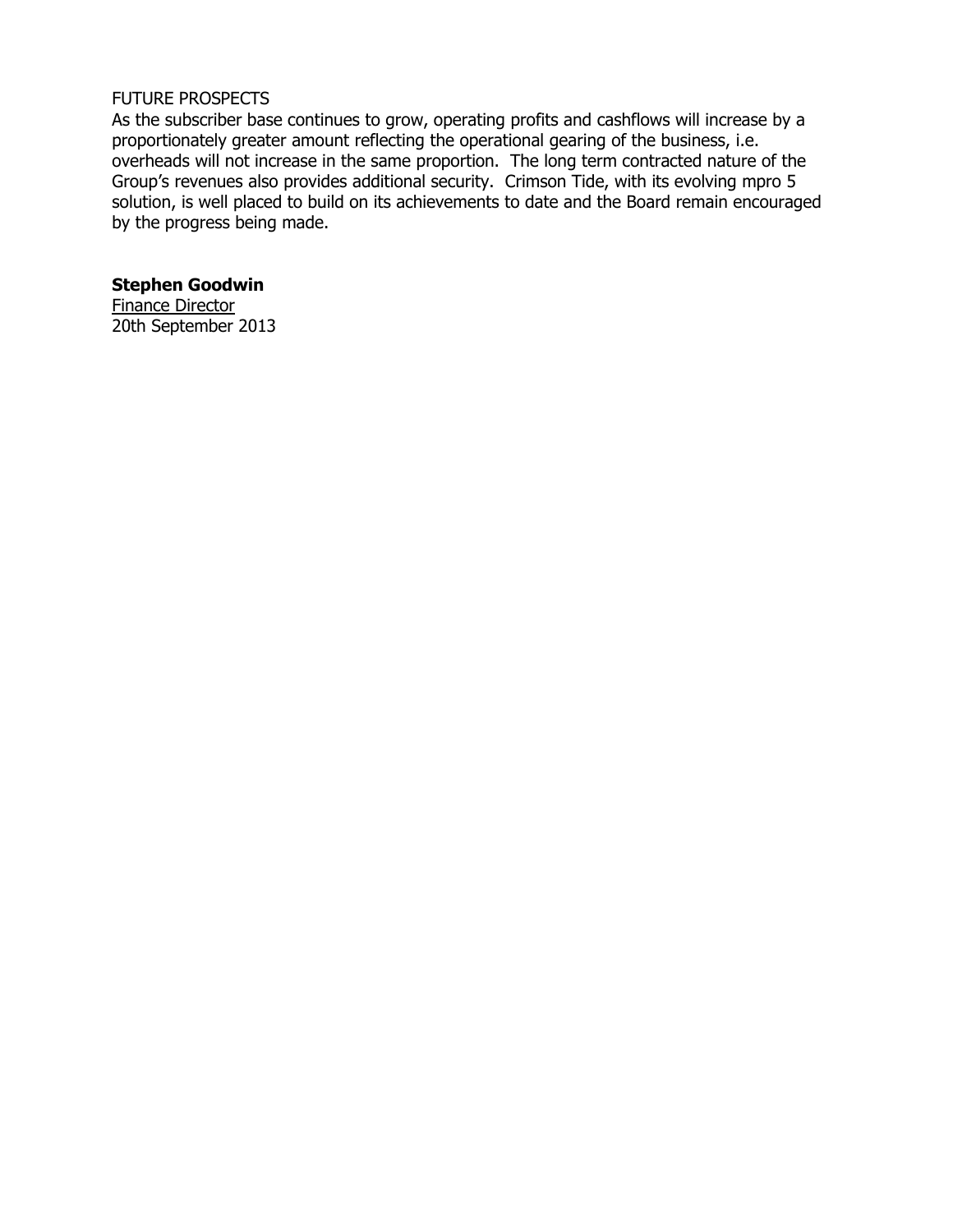FUTURE PROSPECTS

As the subscriber base continues to grow, operating profits and cashflows will increase by a proportionately greater amount reflecting the operational gearing of the business, i.e. overheads will not increase in the same proportion. The long term contracted nature of the Group's revenues also provides additional security. Crimson Tide, with its evolving mpro 5 solution, is well placed to build on its achievements to date and the Board remain encouraged by the progress being made.

**Stephen Goodwin**
Finance Director
20th September 2013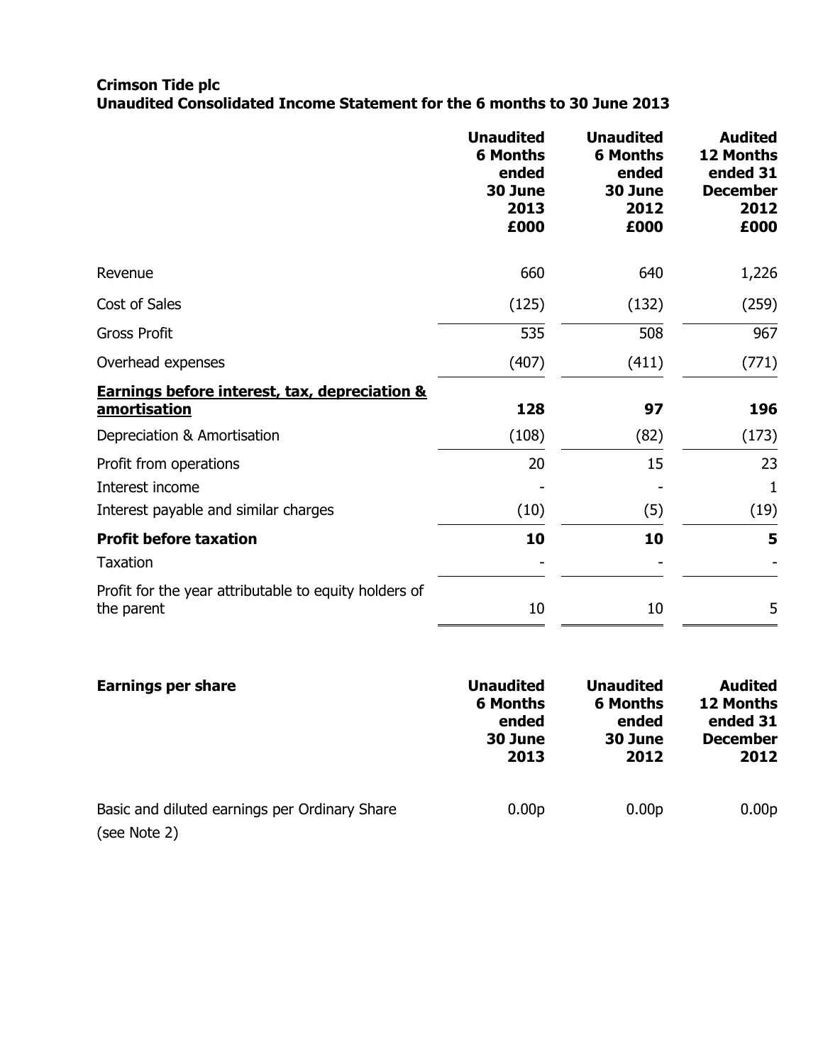**Crimson Tide plc**
**Unaudited Consolidated Income Statement for the 6 months to 30 June 2013**

| | **Unaudited 6 Months ended 30 June 2013 £000** | **Unaudited 6 Months ended 30 June 2012 £000** | **Audited 12 Months ended 31 December 2012 £000** |
|---|---|---|---|
| Revenue | 660 | 640 | 1,226 |
| Cost of Sales | (125) | (132) | (259) |
| Gross Profit | 535 | 508 | 967 |
| Overhead expenses | (407) | (411) | (771) |
| **Earnings before interest, tax, depreciation & amortisation** | **128** | **97** | **196** |
| Depreciation & Amortisation | (108) | (82) | (173) |
| Profit from operations | 20 | 15 | 23 |
| Interest income | - | - | 1 |
| Interest payable and similar charges | (10) | (5) | (19) |
| **Profit before taxation** | **10** | **10** | **5** |
| Taxation | - | - | - |
| Profit for the year attributable to equity holders of the parent | 10 | 10 | 5 |

| **Earnings per share** | **Unaudited 6 Months ended 30 June 2013** | **Unaudited 6 Months ended 30 June 2012** | **Audited 12 Months ended 31 December 2012** |
|---|---|---|---|
| Basic and diluted earnings per Ordinary Share (see Note 2) | 0.00p | 0.00p | 0.00p |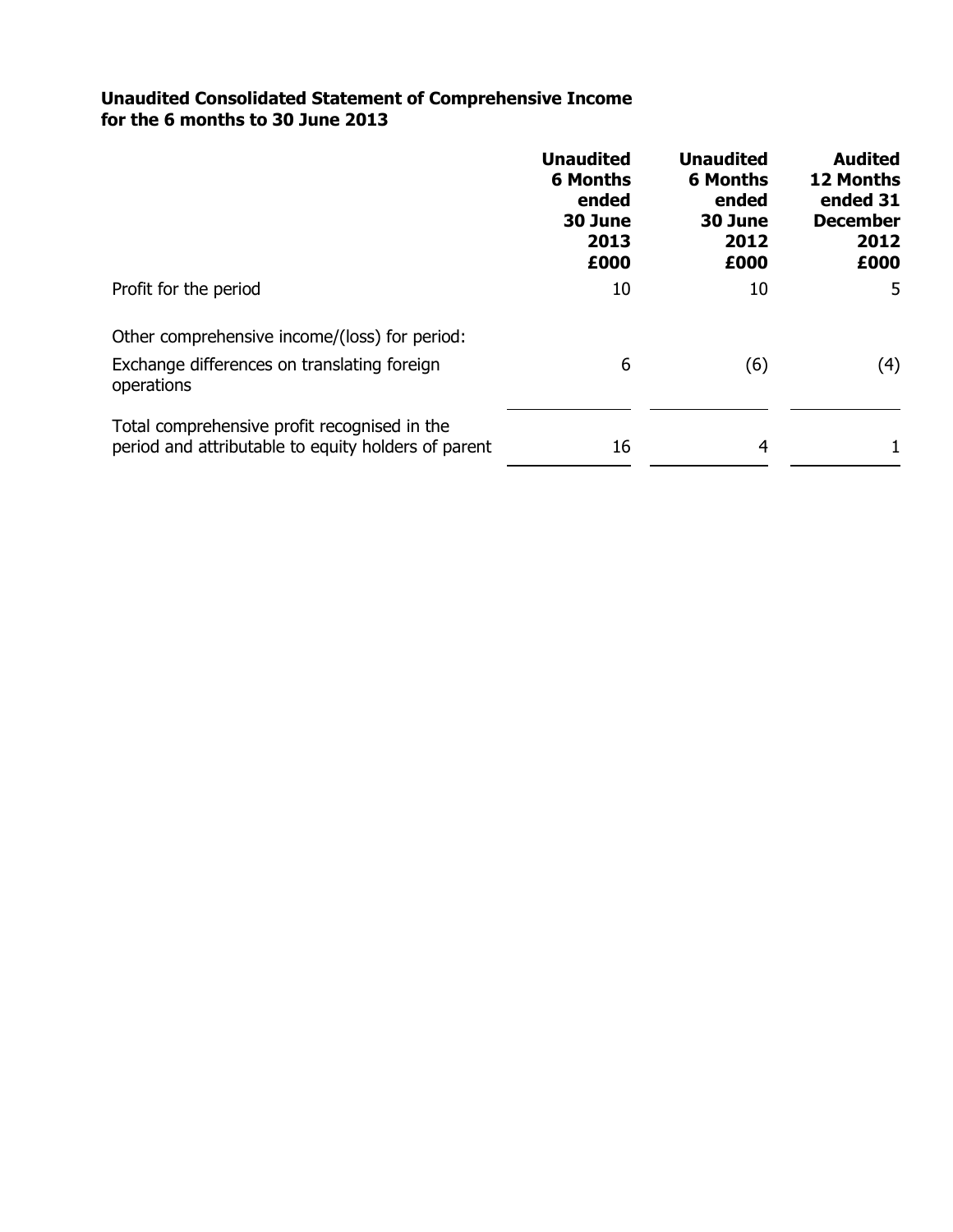**Unaudited Consolidated Statement of Comprehensive Income for the 6 months to 30 June 2013**

| | **Unaudited 6 Months ended 30 June 2013 £000** | **Unaudited 6 Months ended 30 June 2012 £000** | **Audited 12 Months ended 31 December 2012 £000** |
|---|---|---|---|
| Profit for the period | 10 | 10 | 5 |
| Other comprehensive income/(loss) for period: | | | |
| Exchange differences on translating foreign operations | 6 | (6) | (4) |
| Total comprehensive profit recognised in the period and attributable to equity holders of parent | 16 | 4 | 1 |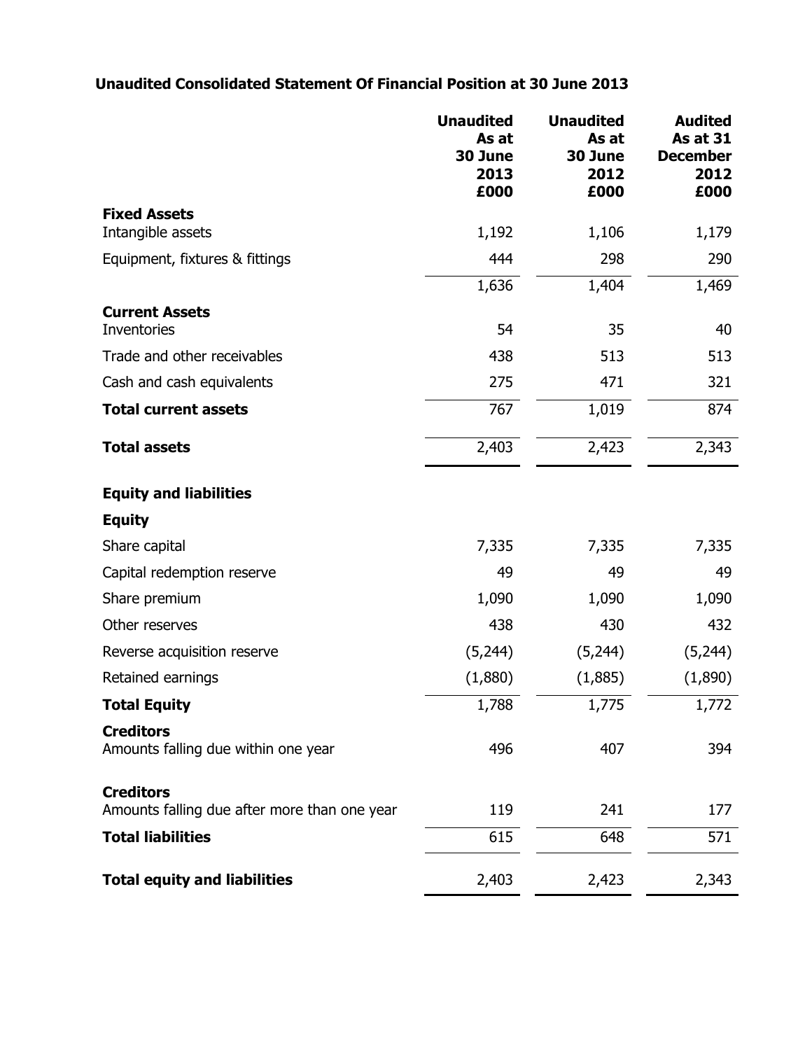# Unaudited Consolidated Statement Of Financial Position at 30 June 2013

| | Unaudited As at 30 June 2013 £000 | Unaudited As at 30 June 2012 £000 | Audited As at 31 December 2012 £000 |
|---|---|---|---|
| **Fixed Assets** | | | |
| Intangible assets | 1,192 | 1,106 | 1,179 |
| Equipment, fixtures & fittings | 444 | 298 | 290 |
| | 1,636 | 1,404 | 1,469 |
| **Current Assets** | | | |
| Inventories | 54 | 35 | 40 |
| Trade and other receivables | 438 | 513 | 513 |
| Cash and cash equivalents | 275 | 471 | 321 |
| **Total current assets** | 767 | 1,019 | 874 |
| **Total assets** | 2,403 | 2,423 | 2,343 |
| **Equity and liabilities** | | | |
| **Equity** | | | |
| Share capital | 7,335 | 7,335 | 7,335 |
| Capital redemption reserve | 49 | 49 | 49 |
| Share premium | 1,090 | 1,090 | 1,090 |
| Other reserves | 438 | 430 | 432 |
| Reverse acquisition reserve | (5,244) | (5,244) | (5,244) |
| Retained earnings | (1,880) | (1,885) | (1,890) |
| **Total Equity** | 1,788 | 1,775 | 1,772 |
| **Creditors** | | | |
| Amounts falling due within one year | 496 | 407 | 394 |
| **Creditors** | | | |
| Amounts falling due after more than one year | 119 | 241 | 177 |
| **Total liabilities** | 615 | 648 | 571 |
| **Total equity and liabilities** | 2,403 | 2,423 | 2,343 |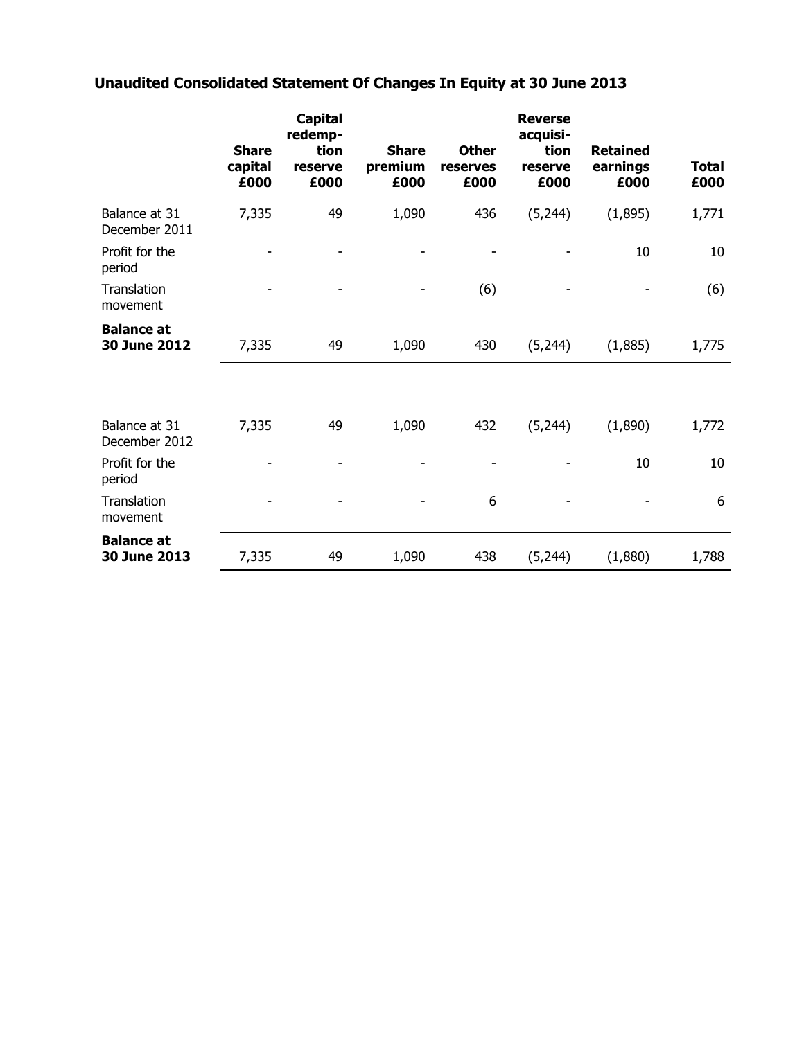## Unaudited Consolidated Statement Of Changes In Equity at 30 June 2013

| | Share capital £000 | Capital redemption reserve £000 | Share premium £000 | Other reserves £000 | Reverse acquisition reserve £000 | Retained earnings £000 | Total £000 |
|---|---|---|---|---|---|---|---|
| Balance at 31 December 2011 | 7,335 | 49 | 1,090 | 436 | (5,244) | (1,895) | 1,771 |
| Profit for the period | - | - | - | - | - | 10 | 10 |
| Translation movement | - | - | - | (6) | - | - | (6) |
| **Balance at 30 June 2012** | 7,335 | 49 | 1,090 | 430 | (5,244) | (1,885) | 1,775 |
| | | | | | | | |
| Balance at 31 December 2012 | 7,335 | 49 | 1,090 | 432 | (5,244) | (1,890) | 1,772 |
| Profit for the period | - | - | - | - | - | 10 | 10 |
| Translation movement | - | - | - | 6 | - | - | 6 |
| **Balance at 30 June 2013** | 7,335 | 49 | 1,090 | 438 | (5,244) | (1,880) | 1,788 |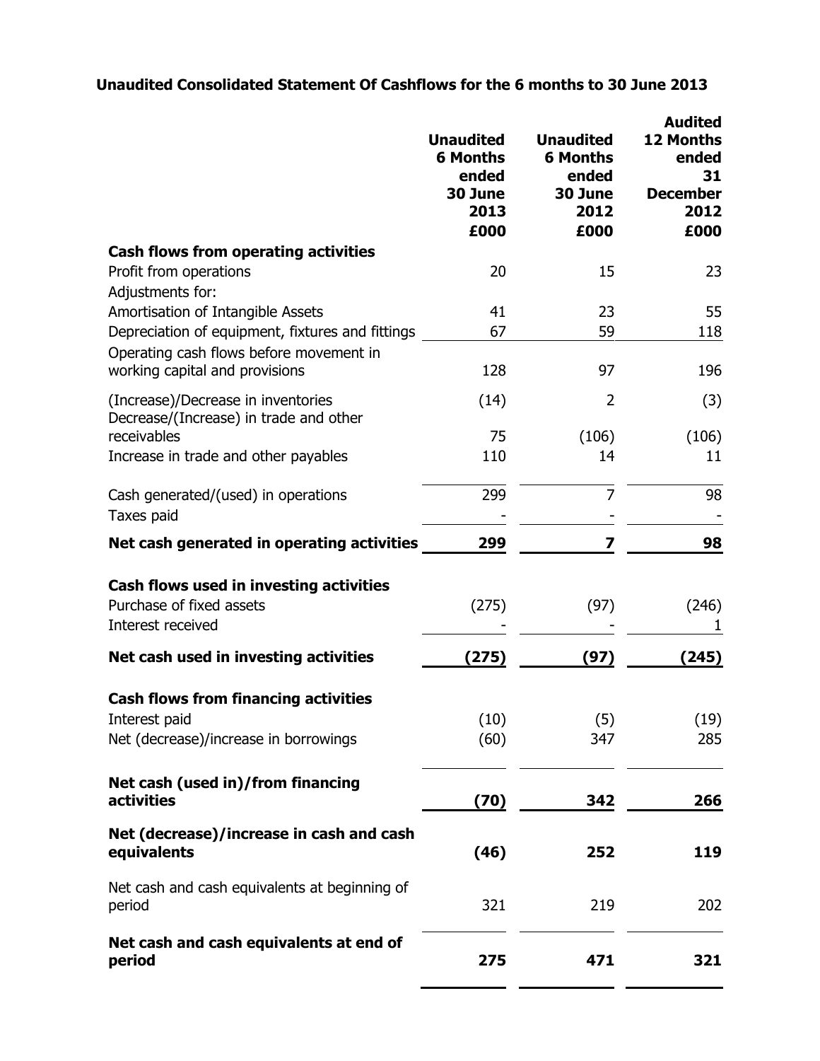## Unaudited Consolidated Statement Of Cashflows for the 6 months to 30 June 2013

| | Unaudited 6 Months ended 30 June 2013 £000 | Unaudited 6 Months ended 30 June 2012 £000 | Audited 12 Months ended 31 December 2012 £000 |
|---|---|---|---|
| **Cash flows from operating activities** | | | |
| Profit from operations | 20 | 15 | 23 |
| Adjustments for: | | | |
| Amortisation of Intangible Assets | 41 | 23 | 55 |
| Depreciation of equipment, fixtures and fittings | 67 | 59 | 118 |
| Operating cash flows before movement in working capital and provisions | 128 | 97 | 196 |
| (Increase)/Decrease in inventories | (14) | 2 | (3) |
| Decrease/(Increase) in trade and other receivables | 75 | (106) | (106) |
| Increase in trade and other payables | 110 | 14 | 11 |
| Cash generated/(used) in operations | 299 | 7 | 98 |
| Taxes paid | - | - | - |
| **Net cash generated in operating activities** | **299** | **7** | **98** |
| **Cash flows used in investing activities** | | | |
| Purchase of fixed assets | (275) | (97) | (246) |
| Interest received | - | - | 1 |
| **Net cash used in investing activities** | **(275)** | **(97)** | **(245)** |
| **Cash flows from financing activities** | | | |
| Interest paid | (10) | (5) | (19) |
| Net (decrease)/increase in borrowings | (60) | 347 | 285 |
| **Net cash (used in)/from financing activities** | **(70)** | **342** | **266** |
| **Net (decrease)/increase in cash and cash equivalents** | **(46)** | **252** | **119** |
| Net cash and cash equivalents at beginning of period | 321 | 219 | 202 |
| **Net cash and cash equivalents at end of period** | **275** | **471** | **321** |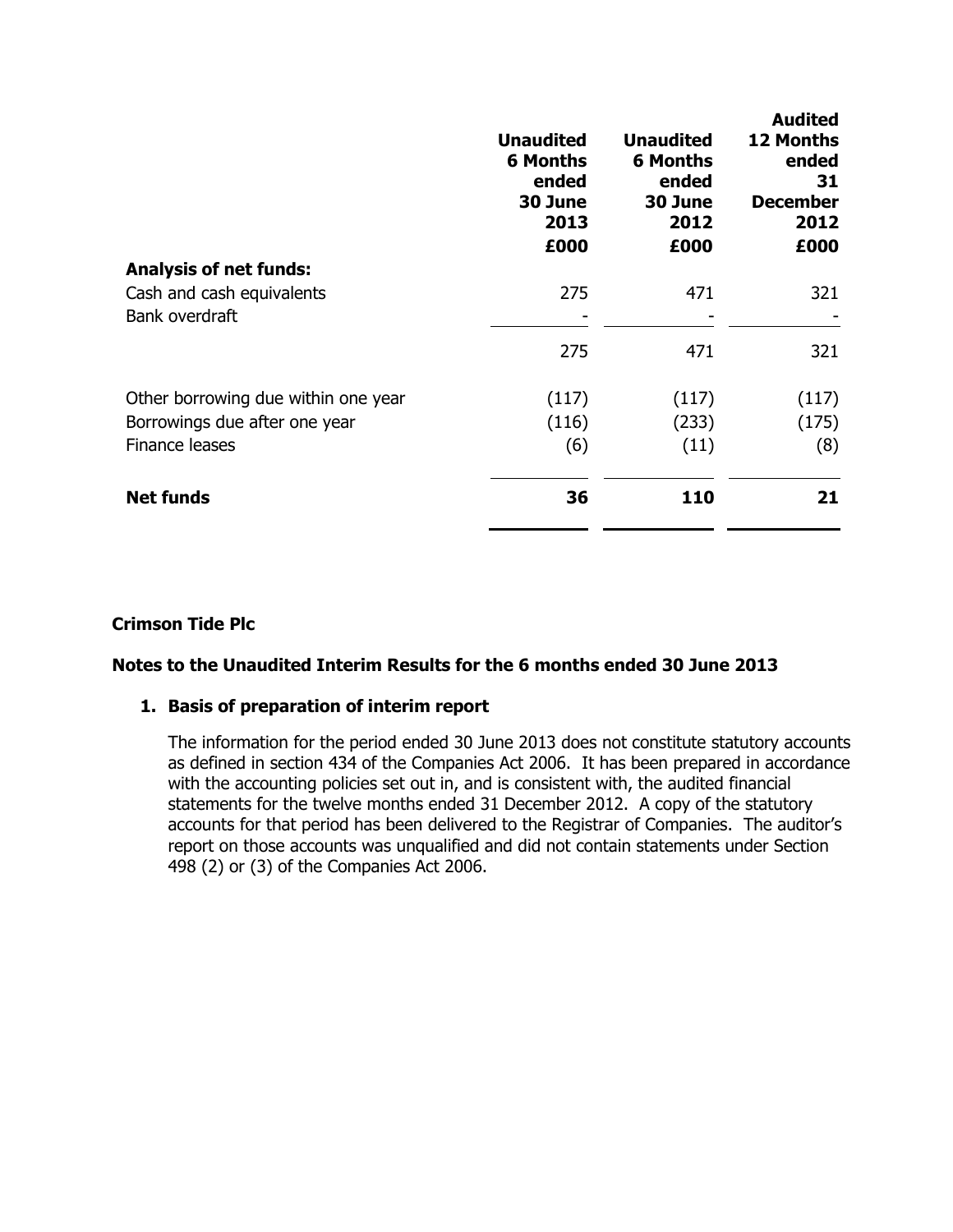| | Unaudited 6 Months ended 30 June 2013 £000 | Unaudited 6 Months ended 30 June 2012 £000 | Audited 12 Months ended 31 December 2012 £000 |
|---|---|---|---|
| **Analysis of net funds:** | | | |
| Cash and cash equivalents | 275 | 471 | 321 |
| Bank overdraft | - | - | - |
| | 275 | 471 | 321 |
| Other borrowing due within one year | (117) | (117) | (117) |
| Borrowings due after one year | (116) | (233) | (175) |
| Finance leases | (6) | (11) | (8) |
| **Net funds** | **36** | **110** | **21** |

**Crimson Tide Plc**

**Notes to the Unaudited Interim Results for the 6 months ended 30 June 2013**

1. **Basis of preparation of interim report**

   The information for the period ended 30 June 2013 does not constitute statutory accounts as defined in section 434 of the Companies Act 2006. It has been prepared in accordance with the accounting policies set out in, and is consistent with, the audited financial statements for the twelve months ended 31 December 2012. A copy of the statutory accounts for that period has been delivered to the Registrar of Companies. The auditor's report on those accounts was unqualified and did not contain statements under Section 498 (2) or (3) of the Companies Act 2006.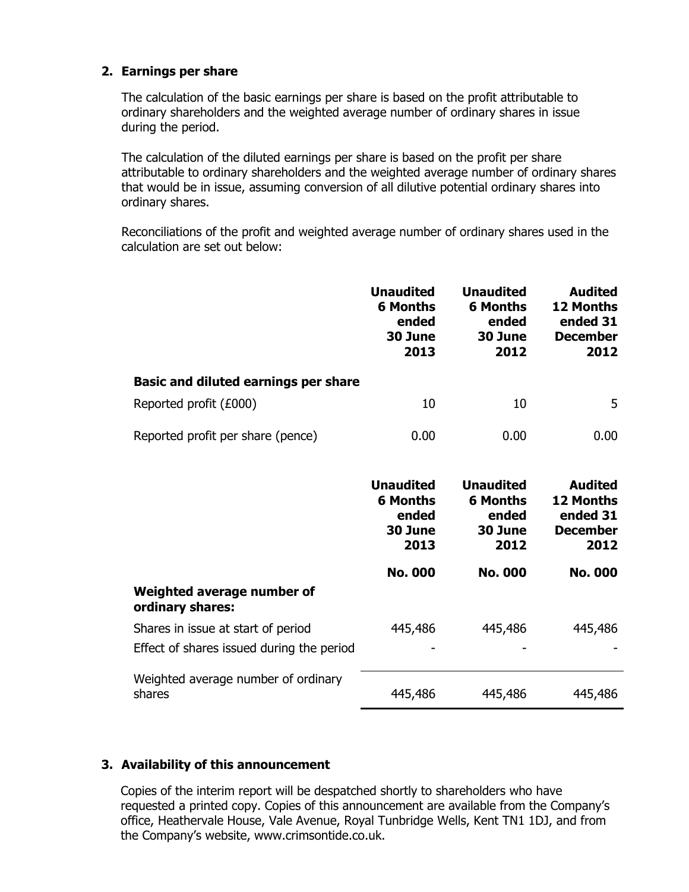## 2. Earnings per share

The calculation of the basic earnings per share is based on the profit attributable to ordinary shareholders and the weighted average number of ordinary shares in issue during the period.

The calculation of the diluted earnings per share is based on the profit per share attributable to ordinary shareholders and the weighted average number of ordinary shares that would be in issue, assuming conversion of all dilutive potential ordinary shares into ordinary shares.

Reconciliations of the profit and weighted average number of ordinary shares used in the calculation are set out below:

| | Unaudited 6 Months ended 30 June 2013 | Unaudited 6 Months ended 30 June 2012 | Audited 12 Months ended 31 December 2012 |
|---|---|---|---|
| **Basic and diluted earnings per share** | | | |
| Reported profit (£000) | 10 | 10 | 5 |
| Reported profit per share (pence) | 0.00 | 0.00 | 0.00 |

| | Unaudited 6 Months ended 30 June 2013 | Unaudited 6 Months ended 30 June 2012 | Audited 12 Months ended 31 December 2012 |
|---|---|---|---|
| | **No. 000** | **No. 000** | **No. 000** |
| **Weighted average number of ordinary shares:** | | | |
| Shares in issue at start of period | 445,486 | 445,486 | 445,486 |
| Effect of shares issued during the period | - | - | - |
| Weighted average number of ordinary shares | 445,486 | 445,486 | 445,486 |

## 3. Availability of this announcement

Copies of the interim report will be despatched shortly to shareholders who have requested a printed copy. Copies of this announcement are available from the Company's office, Heathervale House, Vale Avenue, Royal Tunbridge Wells, Kent TN1 1DJ, and from the Company's website, www.crimsontide.co.uk.